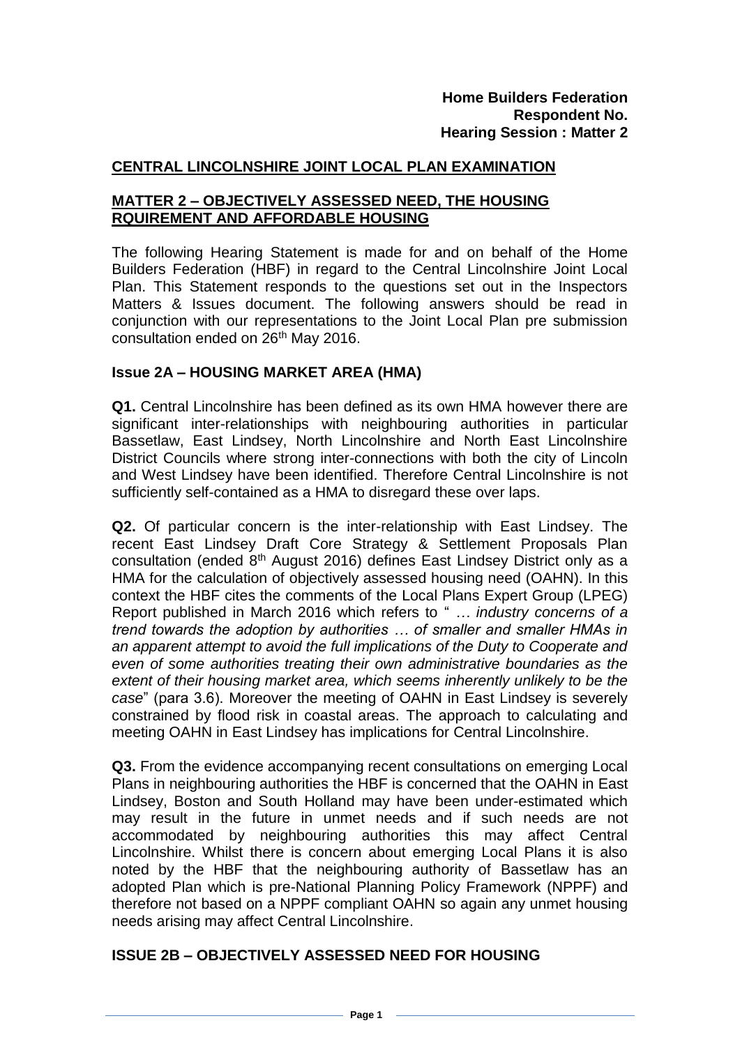**Home Builders Federation**
**Respondent No.**
**Hearing Session : Matter 2**

## CENTRAL LINCOLNSHIRE JOINT LOCAL PLAN EXAMINATION

## MATTER 2 – OBJECTIVELY ASSESSED NEED, THE HOUSING RQUIREMENT AND AFFORDABLE HOUSING

The following Hearing Statement is made for and on behalf of the Home Builders Federation (HBF) in regard to the Central Lincolnshire Joint Local Plan. This Statement responds to the questions set out in the Inspectors Matters & Issues document. The following answers should be read in conjunction with our representations to the Joint Local Plan pre submission consultation ended on 26th May 2016.

### Issue 2A – HOUSING MARKET AREA (HMA)

**Q1.** Central Lincolnshire has been defined as its own HMA however there are significant inter-relationships with neighbouring authorities in particular Bassetlaw, East Lindsey, North Lincolnshire and North East Lincolnshire District Councils where strong inter-connections with both the city of Lincoln and West Lindsey have been identified. Therefore Central Lincolnshire is not sufficiently self-contained as a HMA to disregard these over laps.

**Q2.** Of particular concern is the inter-relationship with East Lindsey. The recent East Lindsey Draft Core Strategy & Settlement Proposals Plan consultation (ended 8th August 2016) defines East Lindsey District only as a HMA for the calculation of objectively assessed housing need (OAHN). In this context the HBF cites the comments of the Local Plans Expert Group (LPEG) Report published in March 2016 which refers to " *… industry concerns of a trend towards the adoption by authorities … of smaller and smaller HMAs in an apparent attempt to avoid the full implications of the Duty to Cooperate and even of some authorities treating their own administrative boundaries as the extent of their housing market area, which seems inherently unlikely to be the case*" (para 3.6). Moreover the meeting of OAHN in East Lindsey is severely constrained by flood risk in coastal areas. The approach to calculating and meeting OAHN in East Lindsey has implications for Central Lincolnshire.

**Q3.** From the evidence accompanying recent consultations on emerging Local Plans in neighbouring authorities the HBF is concerned that the OAHN in East Lindsey, Boston and South Holland may have been under-estimated which may result in the future in unmet needs and if such needs are not accommodated by neighbouring authorities this may affect Central Lincolnshire. Whilst there is concern about emerging Local Plans it is also noted by the HBF that the neighbouring authority of Bassetlaw has an adopted Plan which is pre-National Planning Policy Framework (NPPF) and therefore not based on a NPPF compliant OAHN so again any unmet housing needs arising may affect Central Lincolnshire.

### ISSUE 2B – OBJECTIVELY ASSESSED NEED FOR HOUSING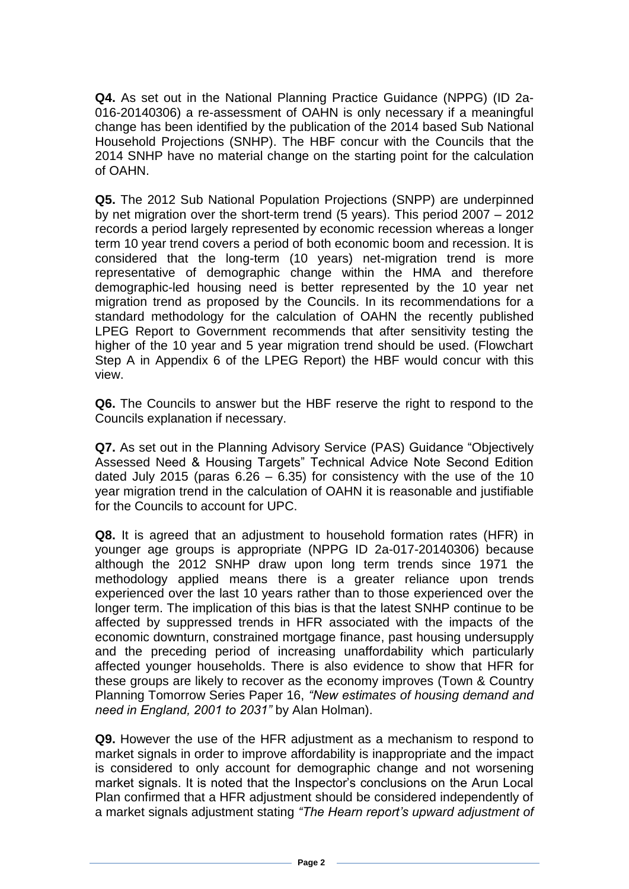**Q4.** As set out in the National Planning Practice Guidance (NPPG) (ID 2a-016-20140306) a re-assessment of OAHN is only necessary if a meaningful change has been identified by the publication of the 2014 based Sub National Household Projections (SNHP). The HBF concur with the Councils that the 2014 SNHP have no material change on the starting point for the calculation of OAHN.

**Q5.** The 2012 Sub National Population Projections (SNPP) are underpinned by net migration over the short-term trend (5 years). This period 2007 – 2012 records a period largely represented by economic recession whereas a longer term 10 year trend covers a period of both economic boom and recession. It is considered that the long-term (10 years) net-migration trend is more representative of demographic change within the HMA and therefore demographic-led housing need is better represented by the 10 year net migration trend as proposed by the Councils. In its recommendations for a standard methodology for the calculation of OAHN the recently published LPEG Report to Government recommends that after sensitivity testing the higher of the 10 year and 5 year migration trend should be used. (Flowchart Step A in Appendix 6 of the LPEG Report) the HBF would concur with this view.

**Q6.** The Councils to answer but the HBF reserve the right to respond to the Councils explanation if necessary.

**Q7.** As set out in the Planning Advisory Service (PAS) Guidance "Objectively Assessed Need & Housing Targets" Technical Advice Note Second Edition dated July 2015 (paras 6.26 – 6.35) for consistency with the use of the 10 year migration trend in the calculation of OAHN it is reasonable and justifiable for the Councils to account for UPC.

**Q8.** It is agreed that an adjustment to household formation rates (HFR) in younger age groups is appropriate (NPPG ID 2a-017-20140306) because although the 2012 SNHP draw upon long term trends since 1971 the methodology applied means there is a greater reliance upon trends experienced over the last 10 years rather than to those experienced over the longer term. The implication of this bias is that the latest SNHP continue to be affected by suppressed trends in HFR associated with the impacts of the economic downturn, constrained mortgage finance, past housing undersupply and the preceding period of increasing unaffordability which particularly affected younger households. There is also evidence to show that HFR for these groups are likely to recover as the economy improves (Town & Country Planning Tomorrow Series Paper 16, *"New estimates of housing demand and need in England, 2001 to 2031"* by Alan Holman).

**Q9.** However the use of the HFR adjustment as a mechanism to respond to market signals in order to improve affordability is inappropriate and the impact is considered to only account for demographic change and not worsening market signals. It is noted that the Inspector's conclusions on the Arun Local Plan confirmed that a HFR adjustment should be considered independently of a market signals adjustment stating *"The Hearn report's upward adjustment of*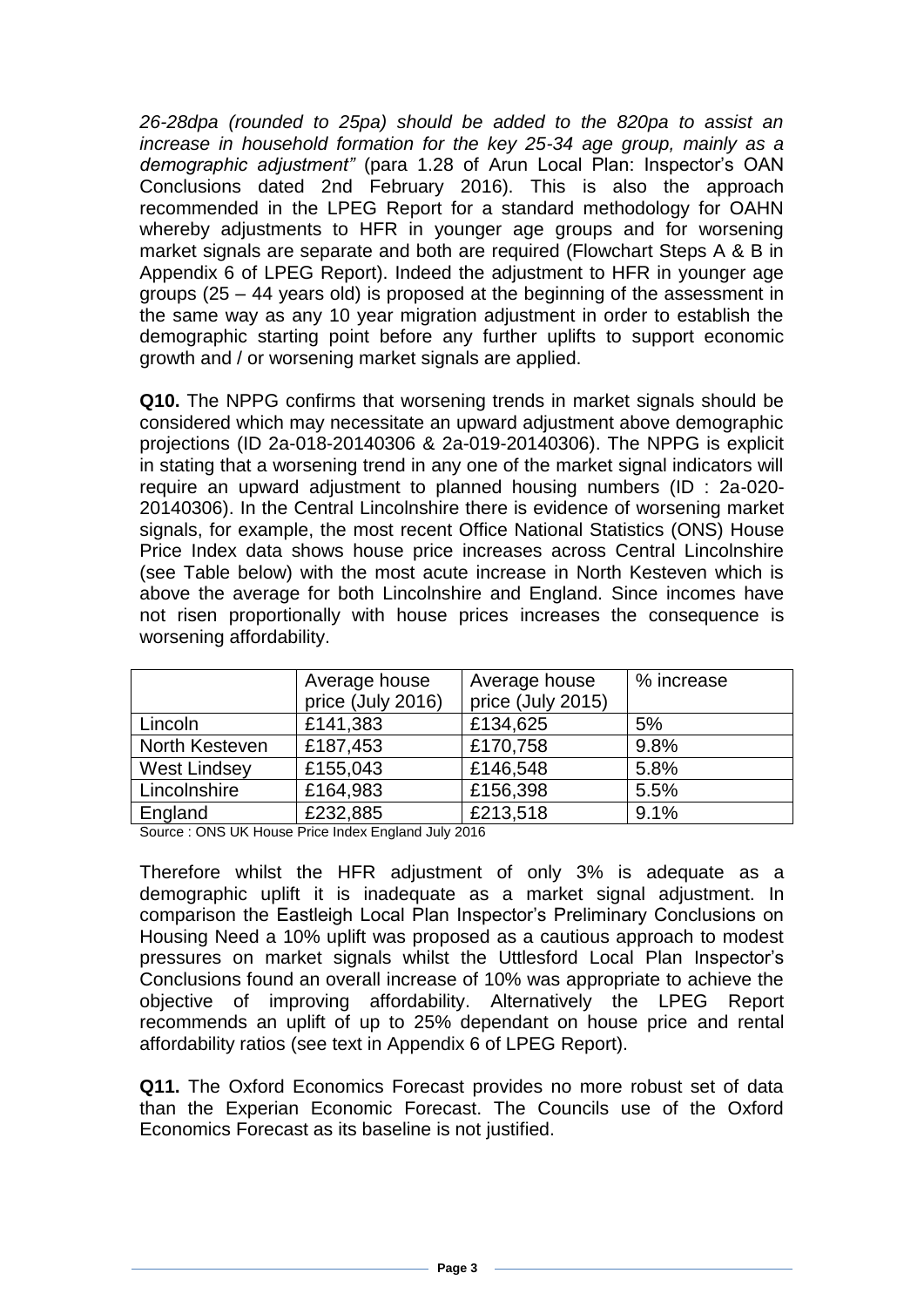*26-28dpa (rounded to 25pa) should be added to the 820pa to assist an increase in household formation for the key 25-34 age group, mainly as a demographic adjustment"* (para 1.28 of Arun Local Plan: Inspector's OAN Conclusions dated 2nd February 2016). This is also the approach recommended in the LPEG Report for a standard methodology for OAHN whereby adjustments to HFR in younger age groups and for worsening market signals are separate and both are required (Flowchart Steps A & B in Appendix 6 of LPEG Report). Indeed the adjustment to HFR in younger age groups (25 – 44 years old) is proposed at the beginning of the assessment in the same way as any 10 year migration adjustment in order to establish the demographic starting point before any further uplifts to support economic growth and / or worsening market signals are applied.

**Q10.** The NPPG confirms that worsening trends in market signals should be considered which may necessitate an upward adjustment above demographic projections (ID 2a-018-20140306 & 2a-019-20140306). The NPPG is explicit in stating that a worsening trend in any one of the market signal indicators will require an upward adjustment to planned housing numbers (ID : 2a-020-20140306). In the Central Lincolnshire there is evidence of worsening market signals, for example, the most recent Office National Statistics (ONS) House Price Index data shows house price increases across Central Lincolnshire (see Table below) with the most acute increase in North Kesteven which is above the average for both Lincolnshire and England. Since incomes have not risen proportionally with house prices increases the consequence is worsening affordability.

| | Average house price (July 2016) | Average house price (July 2015) | % increase |
|---|---|---|---|
| Lincoln | £141,383 | £134,625 | 5% |
| North Kesteven | £187,453 | £170,758 | 9.8% |
| West Lindsey | £155,043 | £146,548 | 5.8% |
| Lincolnshire | £164,983 | £156,398 | 5.5% |
| England | £232,885 | £213,518 | 9.1% |

Source : ONS UK House Price Index England July 2016

Therefore whilst the HFR adjustment of only 3% is adequate as a demographic uplift it is inadequate as a market signal adjustment. In comparison the Eastleigh Local Plan Inspector's Preliminary Conclusions on Housing Need a 10% uplift was proposed as a cautious approach to modest pressures on market signals whilst the Uttlesford Local Plan Inspector's Conclusions found an overall increase of 10% was appropriate to achieve the objective of improving affordability. Alternatively the LPEG Report recommends an uplift of up to 25% dependant on house price and rental affordability ratios (see text in Appendix 6 of LPEG Report).

**Q11.** The Oxford Economics Forecast provides no more robust set of data than the Experian Economic Forecast. The Councils use of the Oxford Economics Forecast as its baseline is not justified.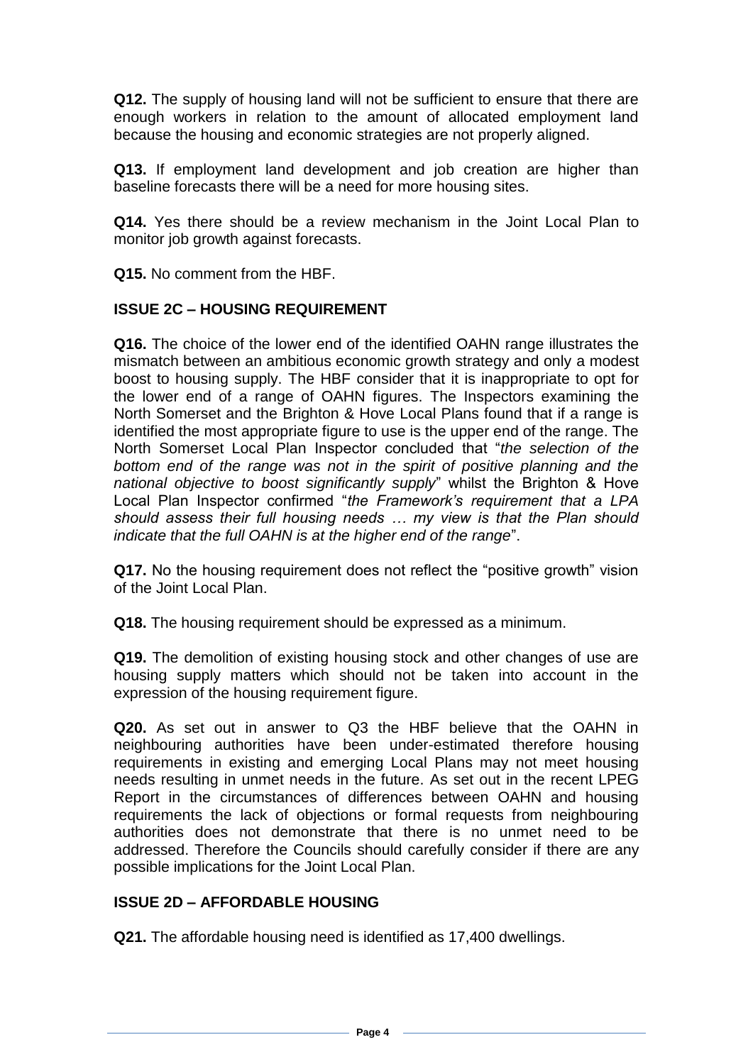**Q12.** The supply of housing land will not be sufficient to ensure that there are enough workers in relation to the amount of allocated employment land because the housing and economic strategies are not properly aligned.

**Q13.** If employment land development and job creation are higher than baseline forecasts there will be a need for more housing sites.

**Q14.** Yes there should be a review mechanism in the Joint Local Plan to monitor job growth against forecasts.

**Q15.** No comment from the HBF.

## ISSUE 2C – HOUSING REQUIREMENT

**Q16.** The choice of the lower end of the identified OAHN range illustrates the mismatch between an ambitious economic growth strategy and only a modest boost to housing supply. The HBF consider that it is inappropriate to opt for the lower end of a range of OAHN figures. The Inspectors examining the North Somerset and the Brighton & Hove Local Plans found that if a range is identified the most appropriate figure to use is the upper end of the range. The North Somerset Local Plan Inspector concluded that "*the selection of the bottom end of the range was not in the spirit of positive planning and the national objective to boost significantly supply*" whilst the Brighton & Hove Local Plan Inspector confirmed "*the Framework's requirement that a LPA should assess their full housing needs … my view is that the Plan should indicate that the full OAHN is at the higher end of the range*".

**Q17.** No the housing requirement does not reflect the "positive growth" vision of the Joint Local Plan.

**Q18.** The housing requirement should be expressed as a minimum.

**Q19.** The demolition of existing housing stock and other changes of use are housing supply matters which should not be taken into account in the expression of the housing requirement figure.

**Q20.** As set out in answer to Q3 the HBF believe that the OAHN in neighbouring authorities have been under-estimated therefore housing requirements in existing and emerging Local Plans may not meet housing needs resulting in unmet needs in the future. As set out in the recent LPEG Report in the circumstances of differences between OAHN and housing requirements the lack of objections or formal requests from neighbouring authorities does not demonstrate that there is no unmet need to be addressed. Therefore the Councils should carefully consider if there are any possible implications for the Joint Local Plan.

## ISSUE 2D – AFFORDABLE HOUSING

**Q21.** The affordable housing need is identified as 17,400 dwellings.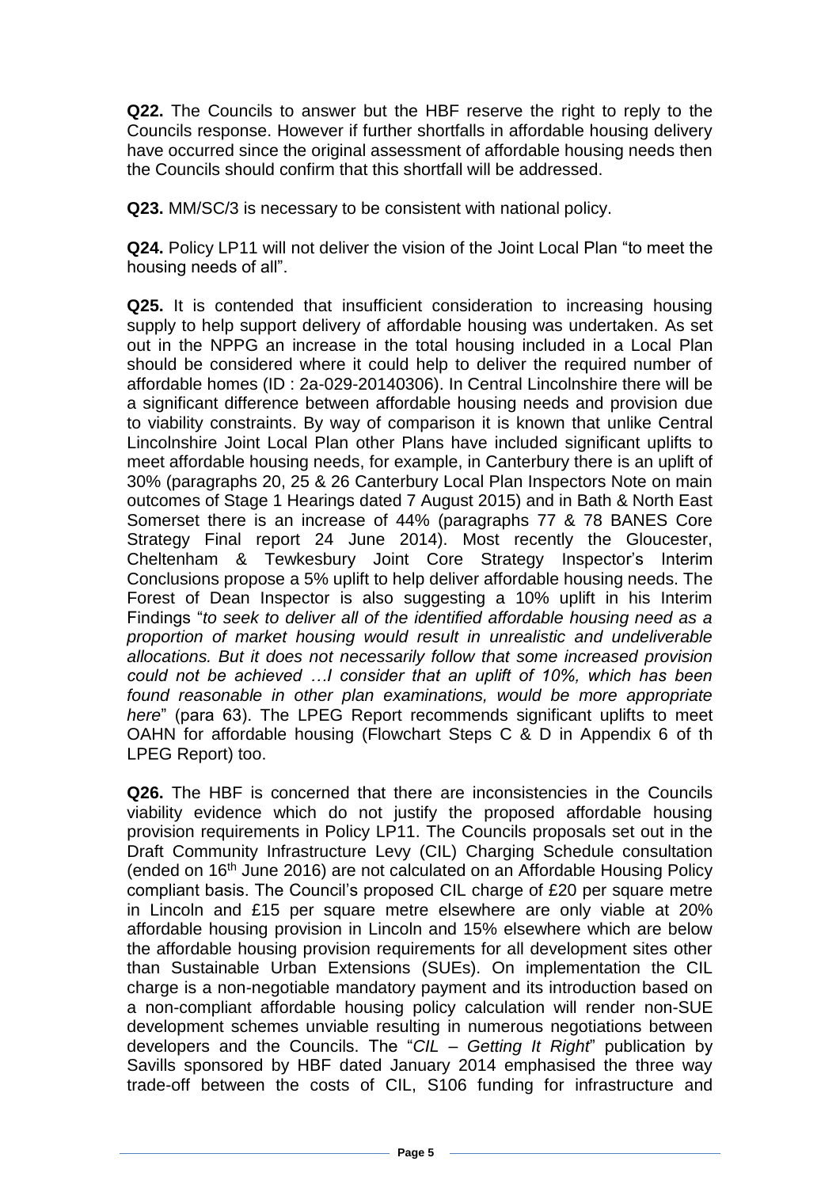**Q22.** The Councils to answer but the HBF reserve the right to reply to the Councils response. However if further shortfalls in affordable housing delivery have occurred since the original assessment of affordable housing needs then the Councils should confirm that this shortfall will be addressed.

**Q23.** MM/SC/3 is necessary to be consistent with national policy.

**Q24.** Policy LP11 will not deliver the vision of the Joint Local Plan "to meet the housing needs of all".

**Q25.** It is contended that insufficient consideration to increasing housing supply to help support delivery of affordable housing was undertaken. As set out in the NPPG an increase in the total housing included in a Local Plan should be considered where it could help to deliver the required number of affordable homes (ID : 2a-029-20140306). In Central Lincolnshire there will be a significant difference between affordable housing needs and provision due to viability constraints. By way of comparison it is known that unlike Central Lincolnshire Joint Local Plan other Plans have included significant uplifts to meet affordable housing needs, for example, in Canterbury there is an uplift of 30% (paragraphs 20, 25 & 26 Canterbury Local Plan Inspectors Note on main outcomes of Stage 1 Hearings dated 7 August 2015) and in Bath & North East Somerset there is an increase of 44% (paragraphs 77 & 78 BANES Core Strategy Final report 24 June 2014). Most recently the Gloucester, Cheltenham & Tewkesbury Joint Core Strategy Inspector's Interim Conclusions propose a 5% uplift to help deliver affordable housing needs. The Forest of Dean Inspector is also suggesting a 10% uplift in his Interim Findings "*to seek to deliver all of the identified affordable housing need as a proportion of market housing would result in unrealistic and undeliverable allocations. But it does not necessarily follow that some increased provision could not be achieved …I consider that an uplift of 10%, which has been found reasonable in other plan examinations, would be more appropriate here*" (para 63). The LPEG Report recommends significant uplifts to meet OAHN for affordable housing (Flowchart Steps C & D in Appendix 6 of th LPEG Report) too.

**Q26.** The HBF is concerned that there are inconsistencies in the Councils viability evidence which do not justify the proposed affordable housing provision requirements in Policy LP11. The Councils proposals set out in the Draft Community Infrastructure Levy (CIL) Charging Schedule consultation (ended on 16th June 2016) are not calculated on an Affordable Housing Policy compliant basis. The Council's proposed CIL charge of £20 per square metre in Lincoln and £15 per square metre elsewhere are only viable at 20% affordable housing provision in Lincoln and 15% elsewhere which are below the affordable housing provision requirements for all development sites other than Sustainable Urban Extensions (SUEs). On implementation the CIL charge is a non-negotiable mandatory payment and its introduction based on a non-compliant affordable housing policy calculation will render non-SUE development schemes unviable resulting in numerous negotiations between developers and the Councils. The "*CIL – Getting It Right*" publication by Savills sponsored by HBF dated January 2014 emphasised the three way trade-off between the costs of CIL, S106 funding for infrastructure and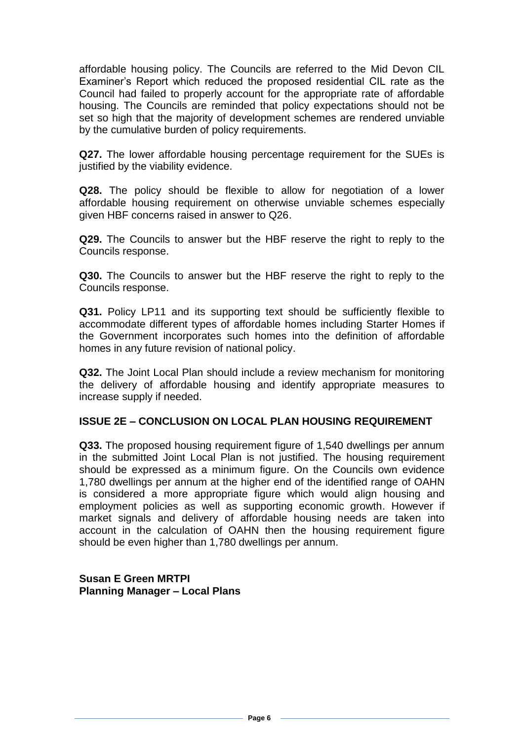affordable housing policy. The Councils are referred to the Mid Devon CIL Examiner's Report which reduced the proposed residential CIL rate as the Council had failed to properly account for the appropriate rate of affordable housing. The Councils are reminded that policy expectations should not be set so high that the majority of development schemes are rendered unviable by the cumulative burden of policy requirements.

**Q27.** The lower affordable housing percentage requirement for the SUEs is justified by the viability evidence.

**Q28.** The policy should be flexible to allow for negotiation of a lower affordable housing requirement on otherwise unviable schemes especially given HBF concerns raised in answer to Q26.

**Q29.** The Councils to answer but the HBF reserve the right to reply to the Councils response.

**Q30.** The Councils to answer but the HBF reserve the right to reply to the Councils response.

**Q31.** Policy LP11 and its supporting text should be sufficiently flexible to accommodate different types of affordable homes including Starter Homes if the Government incorporates such homes into the definition of affordable homes in any future revision of national policy.

**Q32.** The Joint Local Plan should include a review mechanism for monitoring the delivery of affordable housing and identify appropriate measures to increase supply if needed.

## ISSUE 2E – CONCLUSION ON LOCAL PLAN HOUSING REQUIREMENT

**Q33.** The proposed housing requirement figure of 1,540 dwellings per annum in the submitted Joint Local Plan is not justified. The housing requirement should be expressed as a minimum figure. On the Councils own evidence 1,780 dwellings per annum at the higher end of the identified range of OAHN is considered a more appropriate figure which would align housing and employment policies as well as supporting economic growth. However if market signals and delivery of affordable housing needs are taken into account in the calculation of OAHN then the housing requirement figure should be even higher than 1,780 dwellings per annum.

**Susan E Green MRTPI**
**Planning Manager – Local Plans**